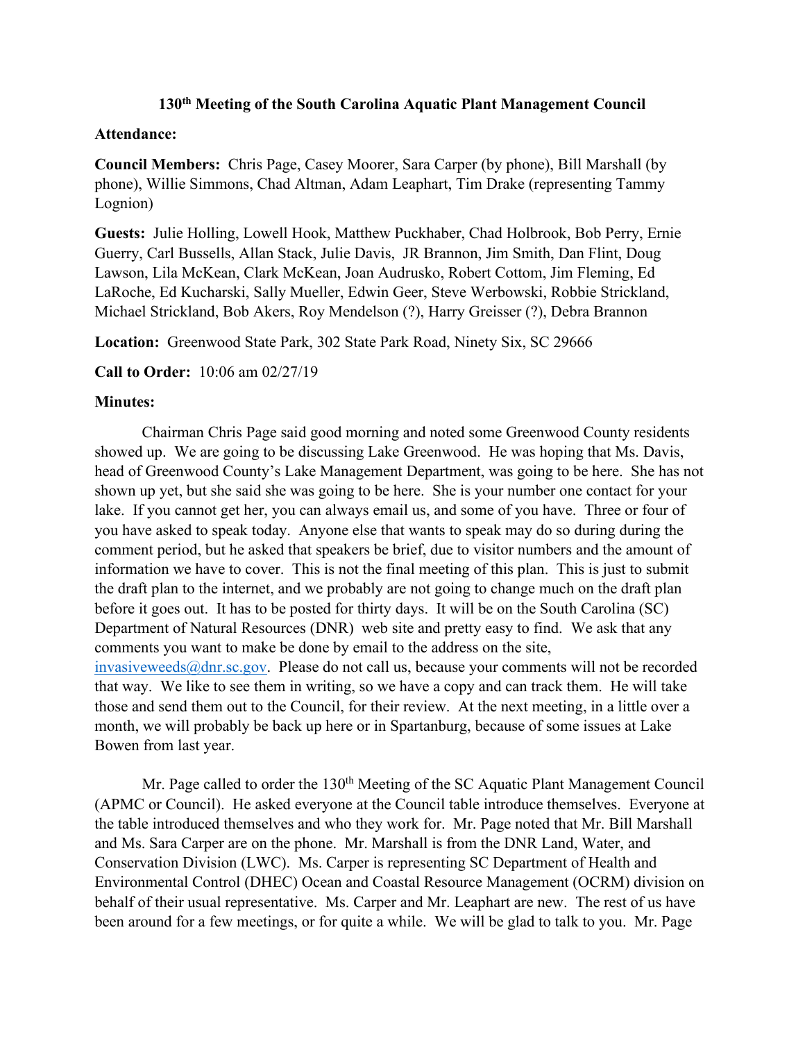# 130th Meeting of the South Carolina Aquatic Plant Management Council

**Attendance:**

**Council Members:** Chris Page, Casey Moorer, Sara Carper (by phone), Bill Marshall (by phone), Willie Simmons, Chad Altman, Adam Leaphart, Tim Drake (representing Tammy Lognion)

**Guests:** Julie Holling, Lowell Hook, Matthew Puckhaber, Chad Holbrook, Bob Perry, Ernie Guerry, Carl Bussells, Allan Stack, Julie Davis, JR Brannon, Jim Smith, Dan Flint, Doug Lawson, Lila McKean, Clark McKean, Joan Audrusko, Robert Cottom, Jim Fleming, Ed LaRoche, Ed Kucharski, Sally Mueller, Edwin Geer, Steve Werbowski, Robbie Strickland, Michael Strickland, Bob Akers, Roy Mendelson (?), Harry Greisser (?), Debra Brannon

**Location:** Greenwood State Park, 302 State Park Road, Ninety Six, SC 29666

**Call to Order:** 10:06 am 02/27/19

**Minutes:**

Chairman Chris Page said good morning and noted some Greenwood County residents showed up. We are going to be discussing Lake Greenwood. He was hoping that Ms. Davis, head of Greenwood County's Lake Management Department, was going to be here. She has not shown up yet, but she said she was going to be here. She is your number one contact for your lake. If you cannot get her, you can always email us, and some of you have. Three or four of you have asked to speak today. Anyone else that wants to speak may do so during during the comment period, but he asked that speakers be brief, due to visitor numbers and the amount of information we have to cover. This is not the final meeting of this plan. This is just to submit the draft plan to the internet, and we probably are not going to change much on the draft plan before it goes out. It has to be posted for thirty days. It will be on the South Carolina (SC) Department of Natural Resources (DNR) web site and pretty easy to find. We ask that any comments you want to make be done by email to the address on the site, invasiveweeds@dnr.sc.gov. Please do not call us, because your comments will not be recorded that way. We like to see them in writing, so we have a copy and can track them. He will take those and send them out to the Council, for their review. At the next meeting, in a little over a month, we will probably be back up here or in Spartanburg, because of some issues at Lake Bowen from last year.

Mr. Page called to order the 130th Meeting of the SC Aquatic Plant Management Council (APMC or Council). He asked everyone at the Council table introduce themselves. Everyone at the table introduced themselves and who they work for. Mr. Page noted that Mr. Bill Marshall and Ms. Sara Carper are on the phone. Mr. Marshall is from the DNR Land, Water, and Conservation Division (LWC). Ms. Carper is representing SC Department of Health and Environmental Control (DHEC) Ocean and Coastal Resource Management (OCRM) division on behalf of their usual representative. Ms. Carper and Mr. Leaphart are new. The rest of us have been around for a few meetings, or for quite a while. We will be glad to talk to you. Mr. Page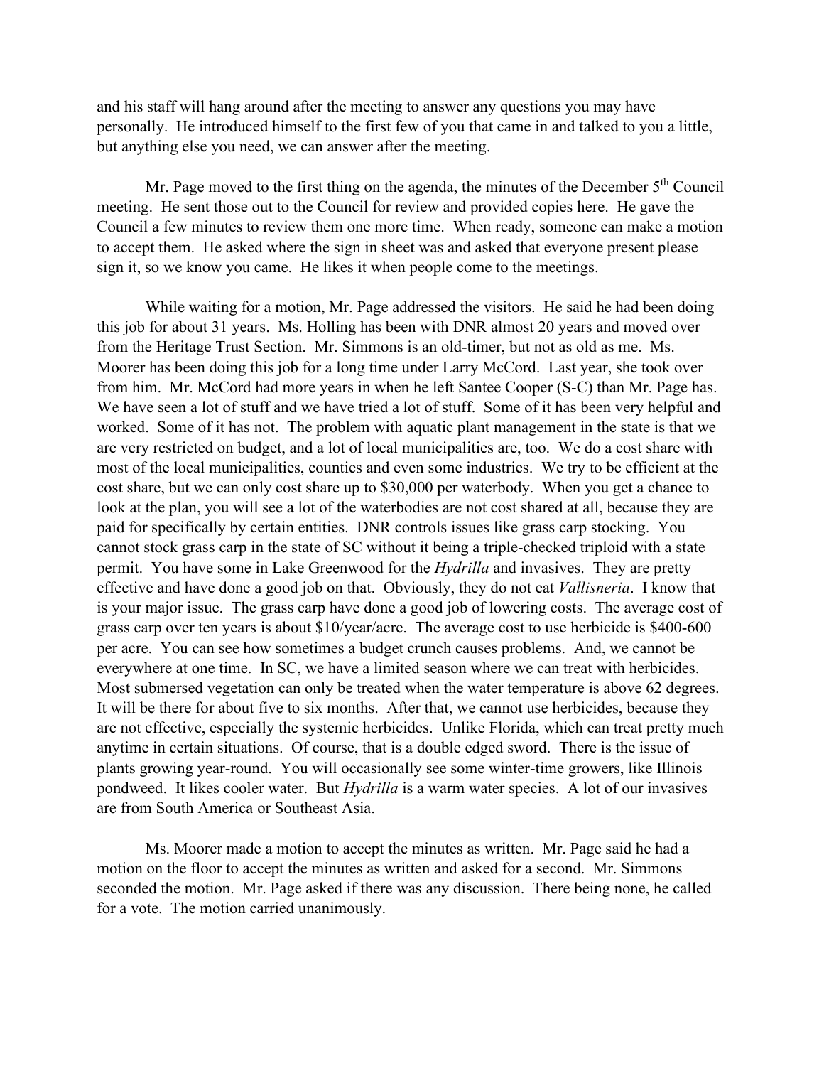and his staff will hang around after the meeting to answer any questions you may have personally. He introduced himself to the first few of you that came in and talked to you a little, but anything else you need, we can answer after the meeting.

Mr. Page moved to the first thing on the agenda, the minutes of the December 5th Council meeting. He sent those out to the Council for review and provided copies here. He gave the Council a few minutes to review them one more time. When ready, someone can make a motion to accept them. He asked where the sign in sheet was and asked that everyone present please sign it, so we know you came. He likes it when people come to the meetings.

While waiting for a motion, Mr. Page addressed the visitors. He said he had been doing this job for about 31 years. Ms. Holling has been with DNR almost 20 years and moved over from the Heritage Trust Section. Mr. Simmons is an old-timer, but not as old as me. Ms. Moorer has been doing this job for a long time under Larry McCord. Last year, she took over from him. Mr. McCord had more years in when he left Santee Cooper (S-C) than Mr. Page has. We have seen a lot of stuff and we have tried a lot of stuff. Some of it has been very helpful and worked. Some of it has not. The problem with aquatic plant management in the state is that we are very restricted on budget, and a lot of local municipalities are, too. We do a cost share with most of the local municipalities, counties and even some industries. We try to be efficient at the cost share, but we can only cost share up to $30,000 per waterbody. When you get a chance to look at the plan, you will see a lot of the waterbodies are not cost shared at all, because they are paid for specifically by certain entities. DNR controls issues like grass carp stocking. You cannot stock grass carp in the state of SC without it being a triple-checked triploid with a state permit. You have some in Lake Greenwood for the *Hydrilla* and invasives. They are pretty effective and have done a good job on that. Obviously, they do not eat *Vallisneria*. I know that is your major issue. The grass carp have done a good job of lowering costs. The average cost of grass carp over ten years is about $10/year/acre. The average cost to use herbicide is $400-600 per acre. You can see how sometimes a budget crunch causes problems. And, we cannot be everywhere at one time. In SC, we have a limited season where we can treat with herbicides. Most submersed vegetation can only be treated when the water temperature is above 62 degrees. It will be there for about five to six months. After that, we cannot use herbicides, because they are not effective, especially the systemic herbicides. Unlike Florida, which can treat pretty much anytime in certain situations. Of course, that is a double edged sword. There is the issue of plants growing year-round. You will occasionally see some winter-time growers, like Illinois pondweed. It likes cooler water. But *Hydrilla* is a warm water species. A lot of our invasives are from South America or Southeast Asia.

Ms. Moorer made a motion to accept the minutes as written. Mr. Page said he had a motion on the floor to accept the minutes as written and asked for a second. Mr. Simmons seconded the motion. Mr. Page asked if there was any discussion. There being none, he called for a vote. The motion carried unanimously.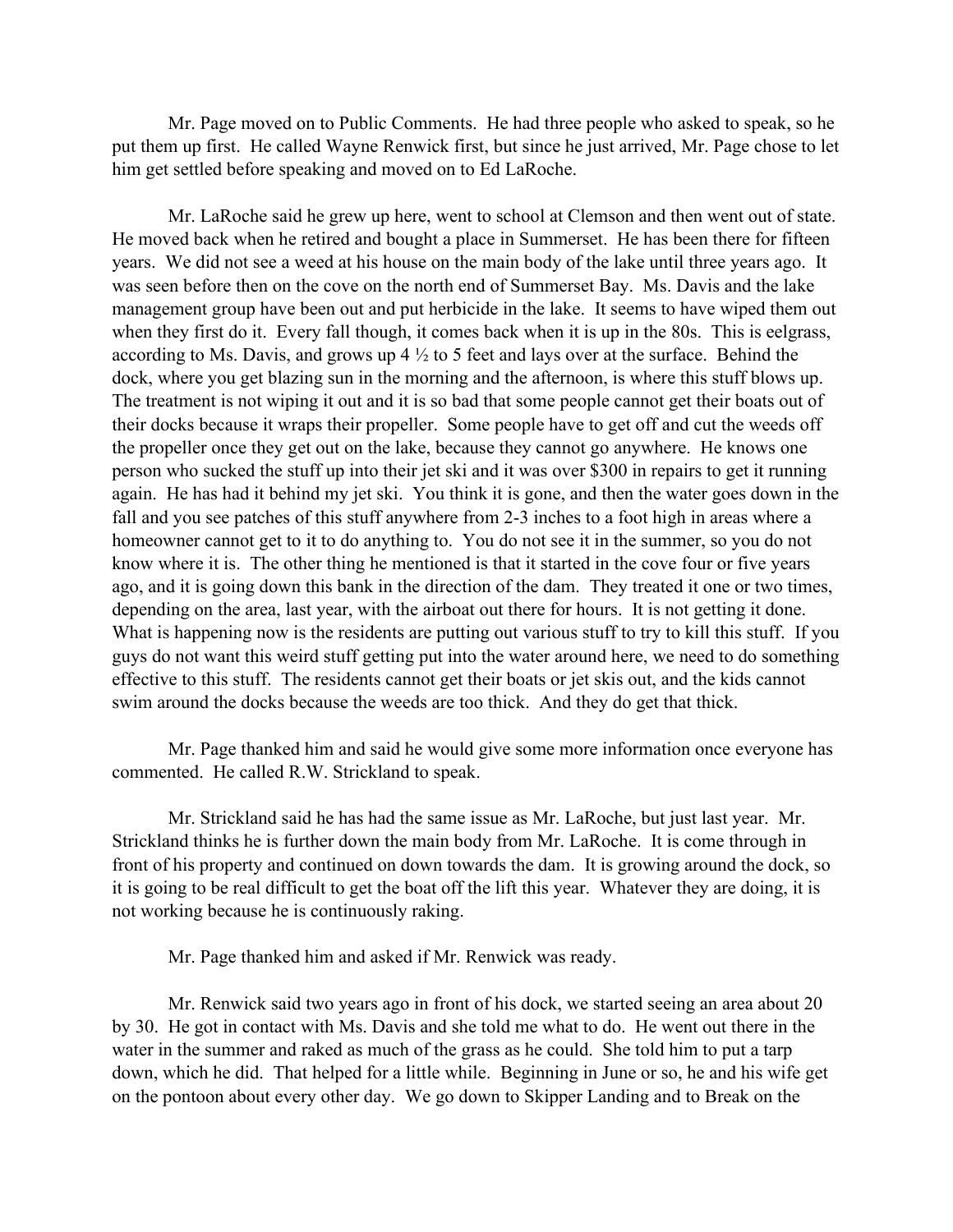Mr. Page moved on to Public Comments. He had three people who asked to speak, so he put them up first. He called Wayne Renwick first, but since he just arrived, Mr. Page chose to let him get settled before speaking and moved on to Ed LaRoche.

Mr. LaRoche said he grew up here, went to school at Clemson and then went out of state. He moved back when he retired and bought a place in Summerset. He has been there for fifteen years. We did not see a weed at his house on the main body of the lake until three years ago. It was seen before then on the cove on the north end of Summerset Bay. Ms. Davis and the lake management group have been out and put herbicide in the lake. It seems to have wiped them out when they first do it. Every fall though, it comes back when it is up in the 80s. This is eelgrass, according to Ms. Davis, and grows up 4 ½ to 5 feet and lays over at the surface. Behind the dock, where you get blazing sun in the morning and the afternoon, is where this stuff blows up. The treatment is not wiping it out and it is so bad that some people cannot get their boats out of their docks because it wraps their propeller. Some people have to get off and cut the weeds off the propeller once they get out on the lake, because they cannot go anywhere. He knows one person who sucked the stuff up into their jet ski and it was over $300 in repairs to get it running again. He has had it behind my jet ski. You think it is gone, and then the water goes down in the fall and you see patches of this stuff anywhere from 2-3 inches to a foot high in areas where a homeowner cannot get to it to do anything to. You do not see it in the summer, so you do not know where it is. The other thing he mentioned is that it started in the cove four or five years ago, and it is going down this bank in the direction of the dam. They treated it one or two times, depending on the area, last year, with the airboat out there for hours. It is not getting it done. What is happening now is the residents are putting out various stuff to try to kill this stuff. If you guys do not want this weird stuff getting put into the water around here, we need to do something effective to this stuff. The residents cannot get their boats or jet skis out, and the kids cannot swim around the docks because the weeds are too thick. And they do get that thick.

Mr. Page thanked him and said he would give some more information once everyone has commented. He called R.W. Strickland to speak.

Mr. Strickland said he has had the same issue as Mr. LaRoche, but just last year. Mr. Strickland thinks he is further down the main body from Mr. LaRoche. It is come through in front of his property and continued on down towards the dam. It is growing around the dock, so it is going to be real difficult to get the boat off the lift this year. Whatever they are doing, it is not working because he is continuously raking.

Mr. Page thanked him and asked if Mr. Renwick was ready.

Mr. Renwick said two years ago in front of his dock, we started seeing an area about 20 by 30. He got in contact with Ms. Davis and she told me what to do. He went out there in the water in the summer and raked as much of the grass as he could. She told him to put a tarp down, which he did. That helped for a little while. Beginning in June or so, he and his wife get on the pontoon about every other day. We go down to Skipper Landing and to Break on the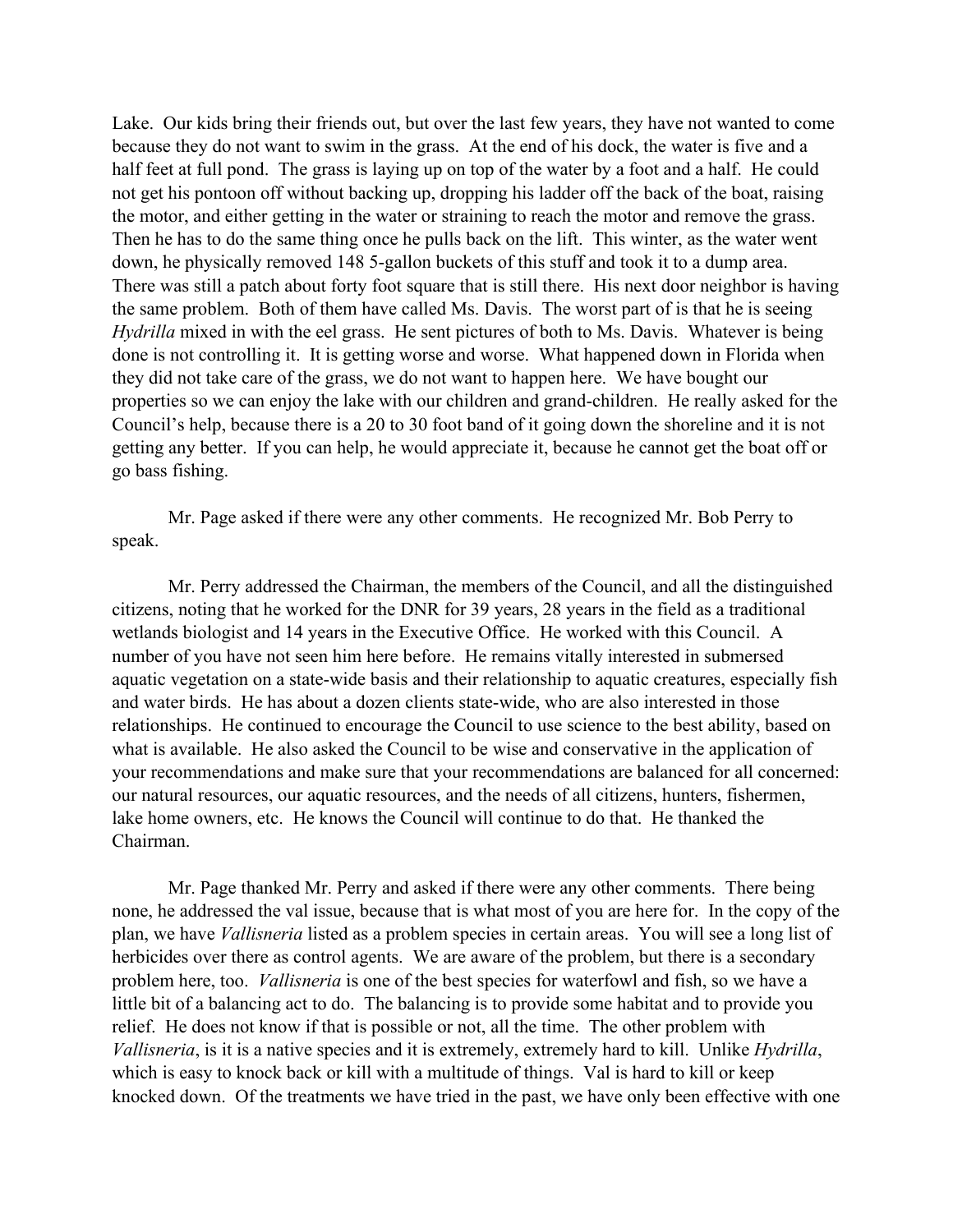Lake. Our kids bring their friends out, but over the last few years, they have not wanted to come because they do not want to swim in the grass. At the end of his dock, the water is five and a half feet at full pond. The grass is laying up on top of the water by a foot and a half. He could not get his pontoon off without backing up, dropping his ladder off the back of the boat, raising the motor, and either getting in the water or straining to reach the motor and remove the grass. Then he has to do the same thing once he pulls back on the lift. This winter, as the water went down, he physically removed 148 5-gallon buckets of this stuff and took it to a dump area. There was still a patch about forty foot square that is still there. His next door neighbor is having the same problem. Both of them have called Ms. Davis. The worst part of is that he is seeing *Hydrilla* mixed in with the eel grass. He sent pictures of both to Ms. Davis. Whatever is being done is not controlling it. It is getting worse and worse. What happened down in Florida when they did not take care of the grass, we do not want to happen here. We have bought our properties so we can enjoy the lake with our children and grand-children. He really asked for the Council's help, because there is a 20 to 30 foot band of it going down the shoreline and it is not getting any better. If you can help, he would appreciate it, because he cannot get the boat off or go bass fishing.

Mr. Page asked if there were any other comments. He recognized Mr. Bob Perry to speak.

Mr. Perry addressed the Chairman, the members of the Council, and all the distinguished citizens, noting that he worked for the DNR for 39 years, 28 years in the field as a traditional wetlands biologist and 14 years in the Executive Office. He worked with this Council. A number of you have not seen him here before. He remains vitally interested in submersed aquatic vegetation on a state-wide basis and their relationship to aquatic creatures, especially fish and water birds. He has about a dozen clients state-wide, who are also interested in those relationships. He continued to encourage the Council to use science to the best ability, based on what is available. He also asked the Council to be wise and conservative in the application of your recommendations and make sure that your recommendations are balanced for all concerned: our natural resources, our aquatic resources, and the needs of all citizens, hunters, fishermen, lake home owners, etc. He knows the Council will continue to do that. He thanked the Chairman.

Mr. Page thanked Mr. Perry and asked if there were any other comments. There being none, he addressed the val issue, because that is what most of you are here for. In the copy of the plan, we have *Vallisneria* listed as a problem species in certain areas. You will see a long list of herbicides over there as control agents. We are aware of the problem, but there is a secondary problem here, too. *Vallisneria* is one of the best species for waterfowl and fish, so we have a little bit of a balancing act to do. The balancing is to provide some habitat and to provide you relief. He does not know if that is possible or not, all the time. The other problem with *Vallisneria*, is it is a native species and it is extremely, extremely hard to kill. Unlike *Hydrilla*, which is easy to knock back or kill with a multitude of things. Val is hard to kill or keep knocked down. Of the treatments we have tried in the past, we have only been effective with one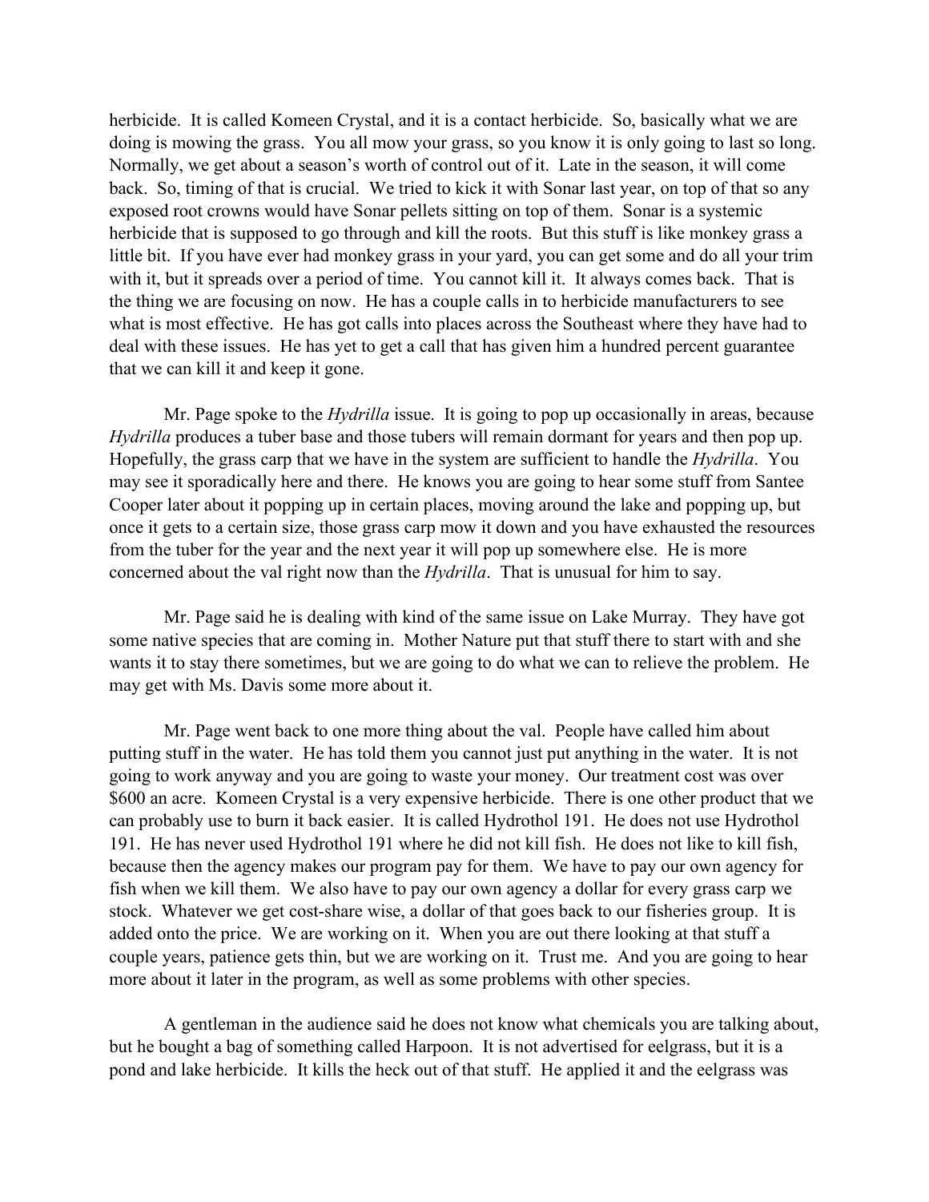herbicide. It is called Komeen Crystal, and it is a contact herbicide. So, basically what we are doing is mowing the grass. You all mow your grass, so you know it is only going to last so long. Normally, we get about a season's worth of control out of it. Late in the season, it will come back. So, timing of that is crucial. We tried to kick it with Sonar last year, on top of that so any exposed root crowns would have Sonar pellets sitting on top of them. Sonar is a systemic herbicide that is supposed to go through and kill the roots. But this stuff is like monkey grass a little bit. If you have ever had monkey grass in your yard, you can get some and do all your trim with it, but it spreads over a period of time. You cannot kill it. It always comes back. That is the thing we are focusing on now. He has a couple calls in to herbicide manufacturers to see what is most effective. He has got calls into places across the Southeast where they have had to deal with these issues. He has yet to get a call that has given him a hundred percent guarantee that we can kill it and keep it gone.

Mr. Page spoke to the *Hydrilla* issue. It is going to pop up occasionally in areas, because *Hydrilla* produces a tuber base and those tubers will remain dormant for years and then pop up. Hopefully, the grass carp that we have in the system are sufficient to handle the *Hydrilla*. You may see it sporadically here and there. He knows you are going to hear some stuff from Santee Cooper later about it popping up in certain places, moving around the lake and popping up, but once it gets to a certain size, those grass carp mow it down and you have exhausted the resources from the tuber for the year and the next year it will pop up somewhere else. He is more concerned about the val right now than the *Hydrilla*. That is unusual for him to say.

Mr. Page said he is dealing with kind of the same issue on Lake Murray. They have got some native species that are coming in. Mother Nature put that stuff there to start with and she wants it to stay there sometimes, but we are going to do what we can to relieve the problem. He may get with Ms. Davis some more about it.

Mr. Page went back to one more thing about the val. People have called him about putting stuff in the water. He has told them you cannot just put anything in the water. It is not going to work anyway and you are going to waste your money. Our treatment cost was over $600 an acre. Komeen Crystal is a very expensive herbicide. There is one other product that we can probably use to burn it back easier. It is called Hydrothol 191. He does not use Hydrothol 191. He has never used Hydrothol 191 where he did not kill fish. He does not like to kill fish, because then the agency makes our program pay for them. We have to pay our own agency for fish when we kill them. We also have to pay our own agency a dollar for every grass carp we stock. Whatever we get cost-share wise, a dollar of that goes back to our fisheries group. It is added onto the price. We are working on it. When you are out there looking at that stuff a couple years, patience gets thin, but we are working on it. Trust me. And you are going to hear more about it later in the program, as well as some problems with other species.

A gentleman in the audience said he does not know what chemicals you are talking about, but he bought a bag of something called Harpoon. It is not advertised for eelgrass, but it is a pond and lake herbicide. It kills the heck out of that stuff. He applied it and the eelgrass was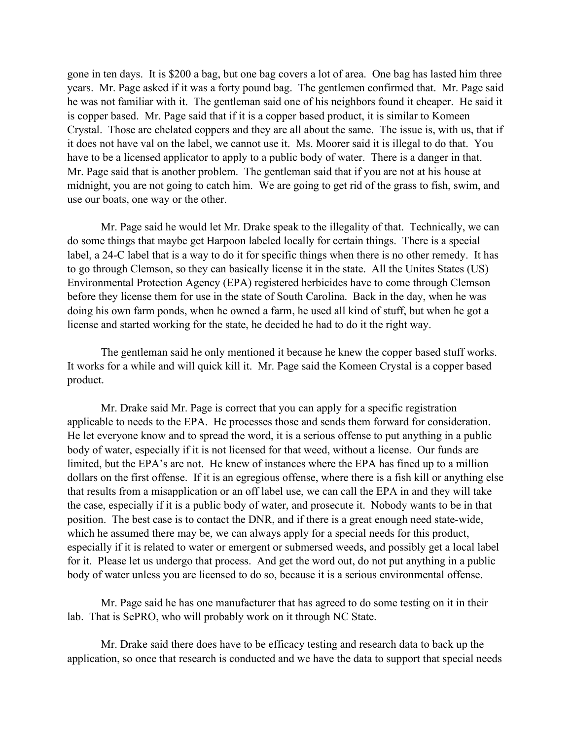gone in ten days. It is $200 a bag, but one bag covers a lot of area. One bag has lasted him three years. Mr. Page asked if it was a forty pound bag. The gentlemen confirmed that. Mr. Page said he was not familiar with it. The gentleman said one of his neighbors found it cheaper. He said it is copper based. Mr. Page said that if it is a copper based product, it is similar to Komeen Crystal. Those are chelated coppers and they are all about the same. The issue is, with us, that if it does not have val on the label, we cannot use it. Ms. Moorer said it is illegal to do that. You have to be a licensed applicator to apply to a public body of water. There is a danger in that. Mr. Page said that is another problem. The gentleman said that if you are not at his house at midnight, you are not going to catch him. We are going to get rid of the grass to fish, swim, and use our boats, one way or the other.

Mr. Page said he would let Mr. Drake speak to the illegality of that. Technically, we can do some things that maybe get Harpoon labeled locally for certain things. There is a special label, a 24-C label that is a way to do it for specific things when there is no other remedy. It has to go through Clemson, so they can basically license it in the state. All the Unites States (US) Environmental Protection Agency (EPA) registered herbicides have to come through Clemson before they license them for use in the state of South Carolina. Back in the day, when he was doing his own farm ponds, when he owned a farm, he used all kind of stuff, but when he got a license and started working for the state, he decided he had to do it the right way.

The gentleman said he only mentioned it because he knew the copper based stuff works. It works for a while and will quick kill it. Mr. Page said the Komeen Crystal is a copper based product.

Mr. Drake said Mr. Page is correct that you can apply for a specific registration applicable to needs to the EPA. He processes those and sends them forward for consideration. He let everyone know and to spread the word, it is a serious offense to put anything in a public body of water, especially if it is not licensed for that weed, without a license. Our funds are limited, but the EPA's are not. He knew of instances where the EPA has fined up to a million dollars on the first offense. If it is an egregious offense, where there is a fish kill or anything else that results from a misapplication or an off label use, we can call the EPA in and they will take the case, especially if it is a public body of water, and prosecute it. Nobody wants to be in that position. The best case is to contact the DNR, and if there is a great enough need state-wide, which he assumed there may be, we can always apply for a special needs for this product, especially if it is related to water or emergent or submersed weeds, and possibly get a local label for it. Please let us undergo that process. And get the word out, do not put anything in a public body of water unless you are licensed to do so, because it is a serious environmental offense.

Mr. Page said he has one manufacturer that has agreed to do some testing on it in their lab. That is SePRO, who will probably work on it through NC State.

Mr. Drake said there does have to be efficacy testing and research data to back up the application, so once that research is conducted and we have the data to support that special needs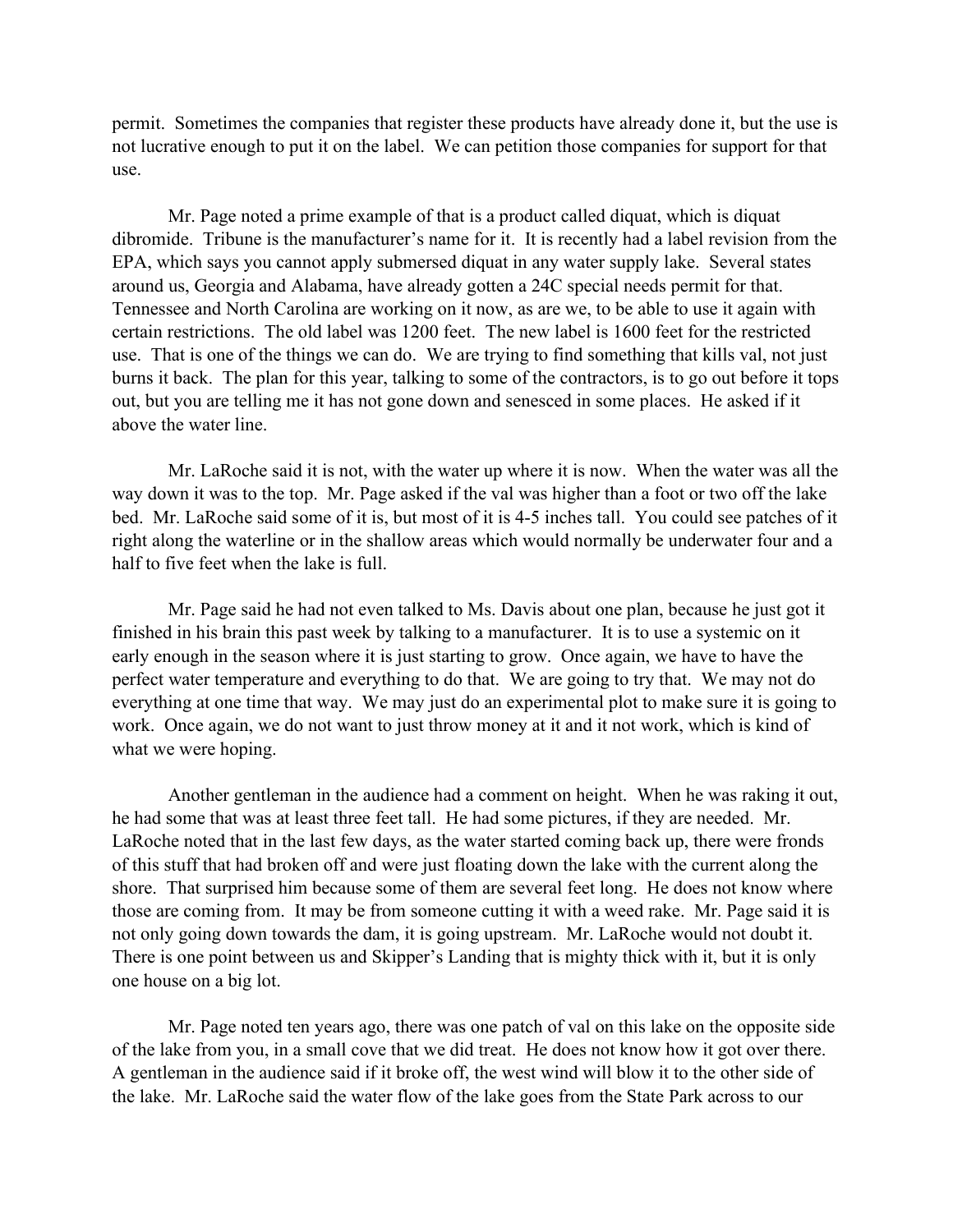permit. Sometimes the companies that register these products have already done it, but the use is not lucrative enough to put it on the label. We can petition those companies for support for that use.

Mr. Page noted a prime example of that is a product called diquat, which is diquat dibromide. Tribune is the manufacturer's name for it. It is recently had a label revision from the EPA, which says you cannot apply submersed diquat in any water supply lake. Several states around us, Georgia and Alabama, have already gotten a 24C special needs permit for that. Tennessee and North Carolina are working on it now, as are we, to be able to use it again with certain restrictions. The old label was 1200 feet. The new label is 1600 feet for the restricted use. That is one of the things we can do. We are trying to find something that kills val, not just burns it back. The plan for this year, talking to some of the contractors, is to go out before it tops out, but you are telling me it has not gone down and senesced in some places. He asked if it above the water line.

Mr. LaRoche said it is not, with the water up where it is now. When the water was all the way down it was to the top. Mr. Page asked if the val was higher than a foot or two off the lake bed. Mr. LaRoche said some of it is, but most of it is 4-5 inches tall. You could see patches of it right along the waterline or in the shallow areas which would normally be underwater four and a half to five feet when the lake is full.

Mr. Page said he had not even talked to Ms. Davis about one plan, because he just got it finished in his brain this past week by talking to a manufacturer. It is to use a systemic on it early enough in the season where it is just starting to grow. Once again, we have to have the perfect water temperature and everything to do that. We are going to try that. We may not do everything at one time that way. We may just do an experimental plot to make sure it is going to work. Once again, we do not want to just throw money at it and it not work, which is kind of what we were hoping.

Another gentleman in the audience had a comment on height. When he was raking it out, he had some that was at least three feet tall. He had some pictures, if they are needed. Mr. LaRoche noted that in the last few days, as the water started coming back up, there were fronds of this stuff that had broken off and were just floating down the lake with the current along the shore. That surprised him because some of them are several feet long. He does not know where those are coming from. It may be from someone cutting it with a weed rake. Mr. Page said it is not only going down towards the dam, it is going upstream. Mr. LaRoche would not doubt it. There is one point between us and Skipper's Landing that is mighty thick with it, but it is only one house on a big lot.

Mr. Page noted ten years ago, there was one patch of val on this lake on the opposite side of the lake from you, in a small cove that we did treat. He does not know how it got over there. A gentleman in the audience said if it broke off, the west wind will blow it to the other side of the lake. Mr. LaRoche said the water flow of the lake goes from the State Park across to our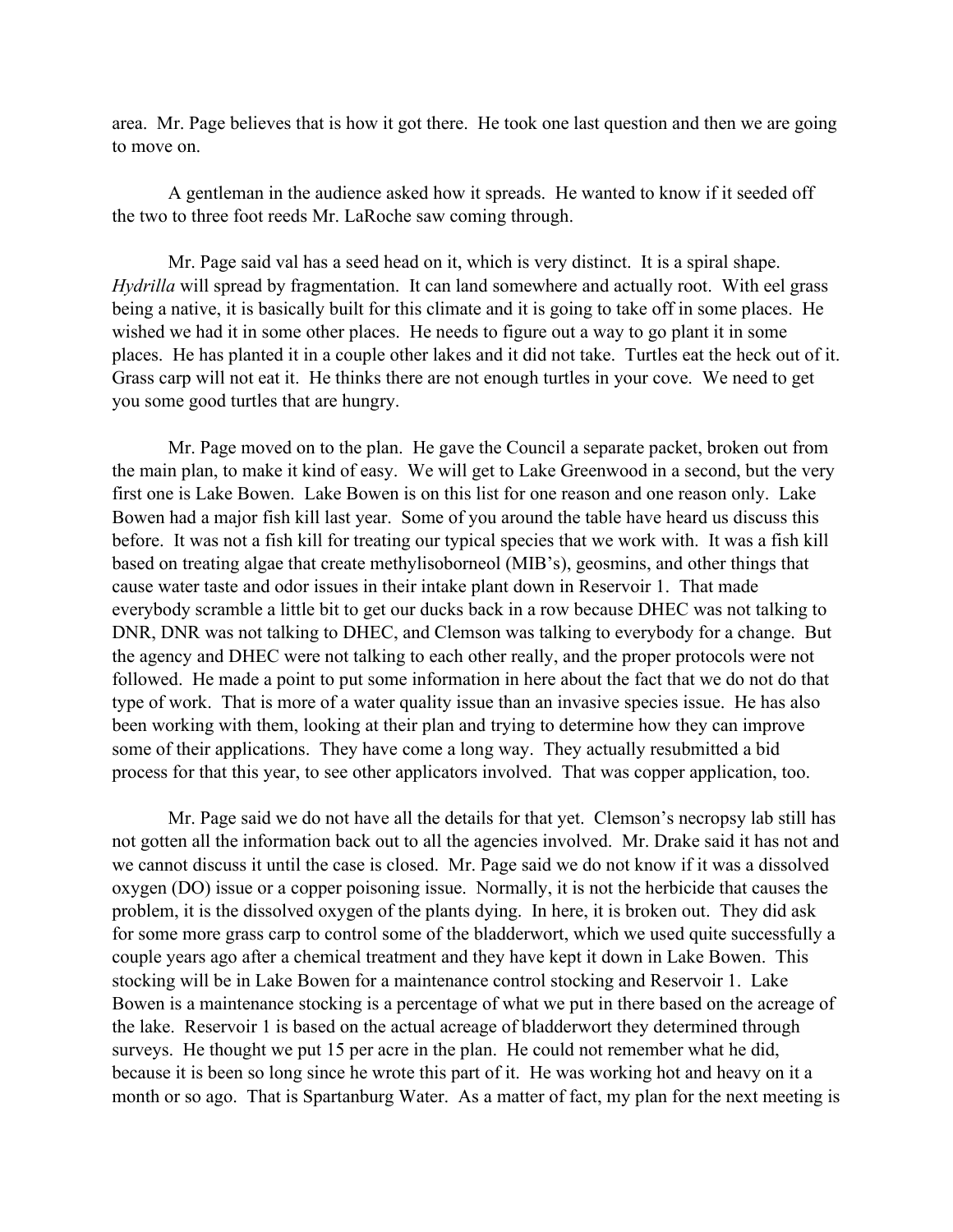area. Mr. Page believes that is how it got there. He took one last question and then we are going to move on.

A gentleman in the audience asked how it spreads. He wanted to know if it seeded off the two to three foot reeds Mr. LaRoche saw coming through.

Mr. Page said val has a seed head on it, which is very distinct. It is a spiral shape. *Hydrilla* will spread by fragmentation. It can land somewhere and actually root. With eel grass being a native, it is basically built for this climate and it is going to take off in some places. He wished we had it in some other places. He needs to figure out a way to go plant it in some places. He has planted it in a couple other lakes and it did not take. Turtles eat the heck out of it. Grass carp will not eat it. He thinks there are not enough turtles in your cove. We need to get you some good turtles that are hungry.

Mr. Page moved on to the plan. He gave the Council a separate packet, broken out from the main plan, to make it kind of easy. We will get to Lake Greenwood in a second, but the very first one is Lake Bowen. Lake Bowen is on this list for one reason and one reason only. Lake Bowen had a major fish kill last year. Some of you around the table have heard us discuss this before. It was not a fish kill for treating our typical species that we work with. It was a fish kill based on treating algae that create methylisoborneol (MIB's), geosmins, and other things that cause water taste and odor issues in their intake plant down in Reservoir 1. That made everybody scramble a little bit to get our ducks back in a row because DHEC was not talking to DNR, DNR was not talking to DHEC, and Clemson was talking to everybody for a change. But the agency and DHEC were not talking to each other really, and the proper protocols were not followed. He made a point to put some information in here about the fact that we do not do that type of work. That is more of a water quality issue than an invasive species issue. He has also been working with them, looking at their plan and trying to determine how they can improve some of their applications. They have come a long way. They actually resubmitted a bid process for that this year, to see other applicators involved. That was copper application, too.

Mr. Page said we do not have all the details for that yet. Clemson's necropsy lab still has not gotten all the information back out to all the agencies involved. Mr. Drake said it has not and we cannot discuss it until the case is closed. Mr. Page said we do not know if it was a dissolved oxygen (DO) issue or a copper poisoning issue. Normally, it is not the herbicide that causes the problem, it is the dissolved oxygen of the plants dying. In here, it is broken out. They did ask for some more grass carp to control some of the bladderwort, which we used quite successfully a couple years ago after a chemical treatment and they have kept it down in Lake Bowen. This stocking will be in Lake Bowen for a maintenance control stocking and Reservoir 1. Lake Bowen is a maintenance stocking is a percentage of what we put in there based on the acreage of the lake. Reservoir 1 is based on the actual acreage of bladderwort they determined through surveys. He thought we put 15 per acre in the plan. He could not remember what he did, because it is been so long since he wrote this part of it. He was working hot and heavy on it a month or so ago. That is Spartanburg Water. As a matter of fact, my plan for the next meeting is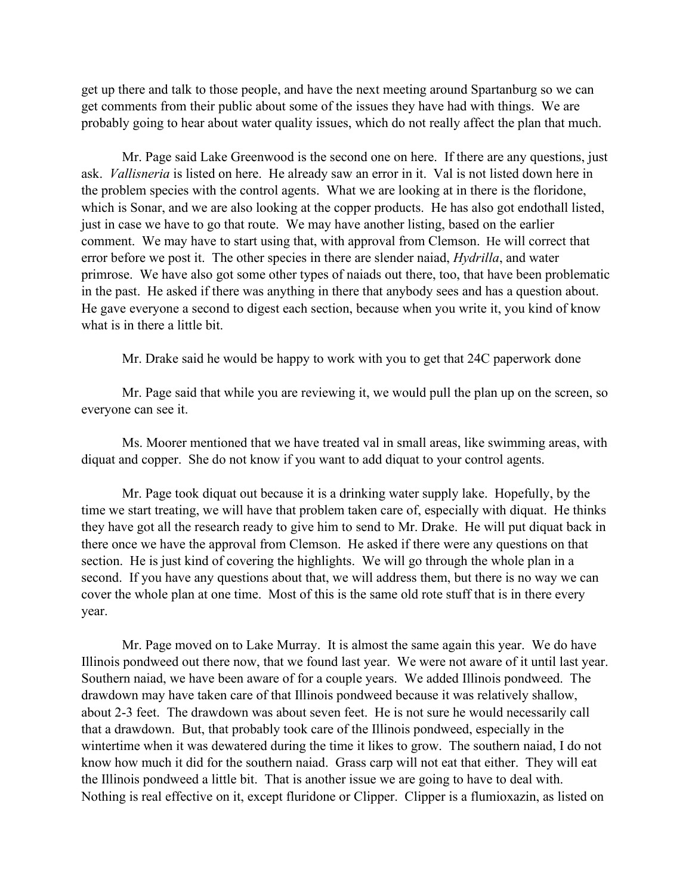get up there and talk to those people, and have the next meeting around Spartanburg so we can get comments from their public about some of the issues they have had with things. We are probably going to hear about water quality issues, which do not really affect the plan that much.

Mr. Page said Lake Greenwood is the second one on here. If there are any questions, just ask. *Vallisneria* is listed on here. He already saw an error in it. Val is not listed down here in the problem species with the control agents. What we are looking at in there is the floridone, which is Sonar, and we are also looking at the copper products. He has also got endothall listed, just in case we have to go that route. We may have another listing, based on the earlier comment. We may have to start using that, with approval from Clemson. He will correct that error before we post it. The other species in there are slender naiad, *Hydrilla*, and water primrose. We have also got some other types of naiads out there, too, that have been problematic in the past. He asked if there was anything in there that anybody sees and has a question about. He gave everyone a second to digest each section, because when you write it, you kind of know what is in there a little bit.

Mr. Drake said he would be happy to work with you to get that 24C paperwork done

Mr. Page said that while you are reviewing it, we would pull the plan up on the screen, so everyone can see it.

Ms. Moorer mentioned that we have treated val in small areas, like swimming areas, with diquat and copper. She do not know if you want to add diquat to your control agents.

Mr. Page took diquat out because it is a drinking water supply lake. Hopefully, by the time we start treating, we will have that problem taken care of, especially with diquat. He thinks they have got all the research ready to give him to send to Mr. Drake. He will put diquat back in there once we have the approval from Clemson. He asked if there were any questions on that section. He is just kind of covering the highlights. We will go through the whole plan in a second. If you have any questions about that, we will address them, but there is no way we can cover the whole plan at one time. Most of this is the same old rote stuff that is in there every year.

Mr. Page moved on to Lake Murray. It is almost the same again this year. We do have Illinois pondweed out there now, that we found last year. We were not aware of it until last year. Southern naiad, we have been aware of for a couple years. We added Illinois pondweed. The drawdown may have taken care of that Illinois pondweed because it was relatively shallow, about 2-3 feet. The drawdown was about seven feet. He is not sure he would necessarily call that a drawdown. But, that probably took care of the Illinois pondweed, especially in the wintertime when it was dewatered during the time it likes to grow. The southern naiad, I do not know how much it did for the southern naiad. Grass carp will not eat that either. They will eat the Illinois pondweed a little bit. That is another issue we are going to have to deal with. Nothing is real effective on it, except fluridone or Clipper. Clipper is a flumioxazin, as listed on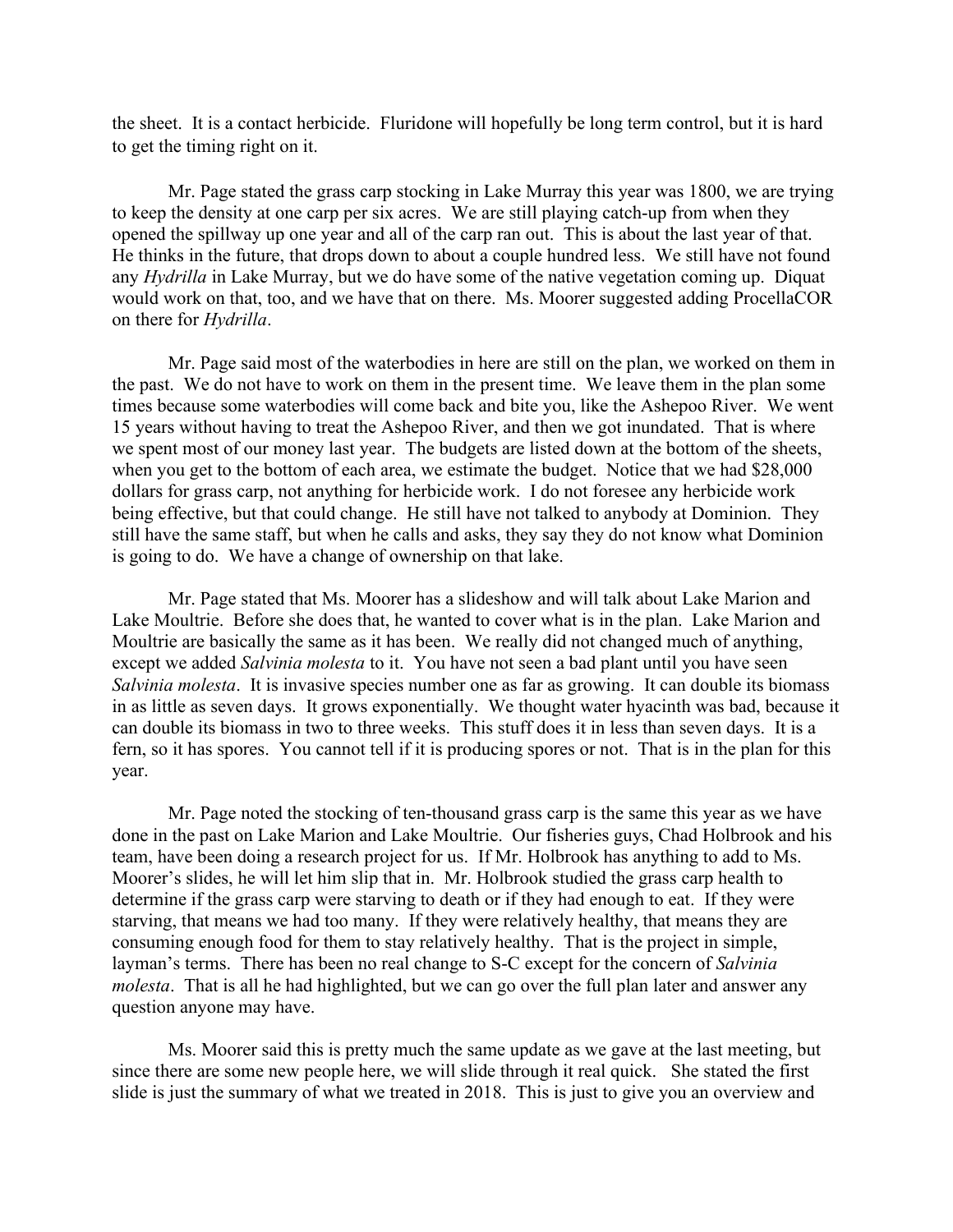the sheet. It is a contact herbicide. Fluridone will hopefully be long term control, but it is hard to get the timing right on it.

Mr. Page stated the grass carp stocking in Lake Murray this year was 1800, we are trying to keep the density at one carp per six acres. We are still playing catch-up from when they opened the spillway up one year and all of the carp ran out. This is about the last year of that. He thinks in the future, that drops down to about a couple hundred less. We still have not found any *Hydrilla* in Lake Murray, but we do have some of the native vegetation coming up. Diquat would work on that, too, and we have that on there. Ms. Moorer suggested adding ProcellaCOR on there for *Hydrilla*.

Mr. Page said most of the waterbodies in here are still on the plan, we worked on them in the past. We do not have to work on them in the present time. We leave them in the plan some times because some waterbodies will come back and bite you, like the Ashepoo River. We went 15 years without having to treat the Ashepoo River, and then we got inundated. That is where we spent most of our money last year. The budgets are listed down at the bottom of the sheets, when you get to the bottom of each area, we estimate the budget. Notice that we had $28,000 dollars for grass carp, not anything for herbicide work. I do not foresee any herbicide work being effective, but that could change. He still have not talked to anybody at Dominion. They still have the same staff, but when he calls and asks, they say they do not know what Dominion is going to do. We have a change of ownership on that lake.

Mr. Page stated that Ms. Moorer has a slideshow and will talk about Lake Marion and Lake Moultrie. Before she does that, he wanted to cover what is in the plan. Lake Marion and Moultrie are basically the same as it has been. We really did not changed much of anything, except we added *Salvinia molesta* to it. You have not seen a bad plant until you have seen *Salvinia molesta*. It is invasive species number one as far as growing. It can double its biomass in as little as seven days. It grows exponentially. We thought water hyacinth was bad, because it can double its biomass in two to three weeks. This stuff does it in less than seven days. It is a fern, so it has spores. You cannot tell if it is producing spores or not. That is in the plan for this year.

Mr. Page noted the stocking of ten-thousand grass carp is the same this year as we have done in the past on Lake Marion and Lake Moultrie. Our fisheries guys, Chad Holbrook and his team, have been doing a research project for us. If Mr. Holbrook has anything to add to Ms. Moorer's slides, he will let him slip that in. Mr. Holbrook studied the grass carp health to determine if the grass carp were starving to death or if they had enough to eat. If they were starving, that means we had too many. If they were relatively healthy, that means they are consuming enough food for them to stay relatively healthy. That is the project in simple, layman's terms. There has been no real change to S-C except for the concern of *Salvinia molesta*. That is all he had highlighted, but we can go over the full plan later and answer any question anyone may have.

Ms. Moorer said this is pretty much the same update as we gave at the last meeting, but since there are some new people here, we will slide through it real quick. She stated the first slide is just the summary of what we treated in 2018. This is just to give you an overview and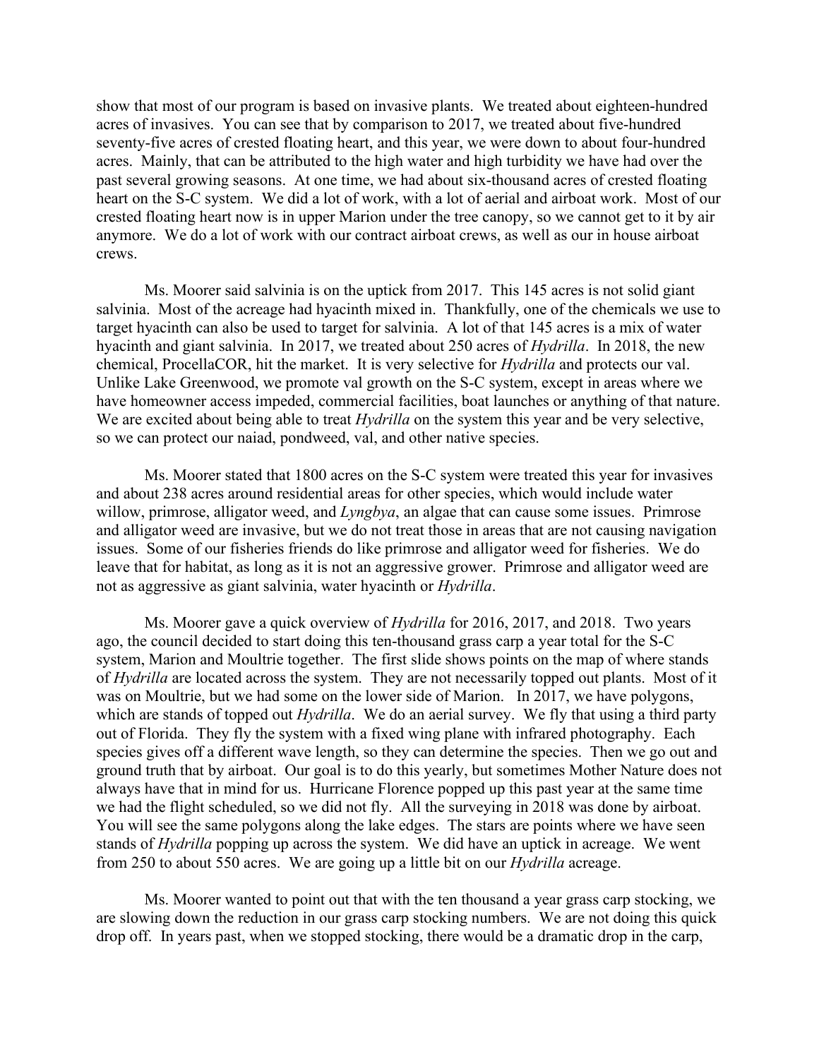show that most of our program is based on invasive plants. We treated about eighteen-hundred acres of invasives. You can see that by comparison to 2017, we treated about five-hundred seventy-five acres of crested floating heart, and this year, we were down to about four-hundred acres. Mainly, that can be attributed to the high water and high turbidity we have had over the past several growing seasons. At one time, we had about six-thousand acres of crested floating heart on the S-C system. We did a lot of work, with a lot of aerial and airboat work. Most of our crested floating heart now is in upper Marion under the tree canopy, so we cannot get to it by air anymore. We do a lot of work with our contract airboat crews, as well as our in house airboat crews.

Ms. Moorer said salvinia is on the uptick from 2017. This 145 acres is not solid giant salvinia. Most of the acreage had hyacinth mixed in. Thankfully, one of the chemicals we use to target hyacinth can also be used to target for salvinia. A lot of that 145 acres is a mix of water hyacinth and giant salvinia. In 2017, we treated about 250 acres of *Hydrilla*. In 2018, the new chemical, ProcellaCOR, hit the market. It is very selective for *Hydrilla* and protects our val. Unlike Lake Greenwood, we promote val growth on the S-C system, except in areas where we have homeowner access impeded, commercial facilities, boat launches or anything of that nature. We are excited about being able to treat *Hydrilla* on the system this year and be very selective, so we can protect our naiad, pondweed, val, and other native species.

Ms. Moorer stated that 1800 acres on the S-C system were treated this year for invasives and about 238 acres around residential areas for other species, which would include water willow, primrose, alligator weed, and *Lyngbya*, an algae that can cause some issues. Primrose and alligator weed are invasive, but we do not treat those in areas that are not causing navigation issues. Some of our fisheries friends do like primrose and alligator weed for fisheries. We do leave that for habitat, as long as it is not an aggressive grower. Primrose and alligator weed are not as aggressive as giant salvinia, water hyacinth or *Hydrilla*.

Ms. Moorer gave a quick overview of *Hydrilla* for 2016, 2017, and 2018. Two years ago, the council decided to start doing this ten-thousand grass carp a year total for the S-C system, Marion and Moultrie together. The first slide shows points on the map of where stands of *Hydrilla* are located across the system. They are not necessarily topped out plants. Most of it was on Moultrie, but we had some on the lower side of Marion. In 2017, we have polygons, which are stands of topped out *Hydrilla*. We do an aerial survey. We fly that using a third party out of Florida. They fly the system with a fixed wing plane with infrared photography. Each species gives off a different wave length, so they can determine the species. Then we go out and ground truth that by airboat. Our goal is to do this yearly, but sometimes Mother Nature does not always have that in mind for us. Hurricane Florence popped up this past year at the same time we had the flight scheduled, so we did not fly. All the surveying in 2018 was done by airboat. You will see the same polygons along the lake edges. The stars are points where we have seen stands of *Hydrilla* popping up across the system. We did have an uptick in acreage. We went from 250 to about 550 acres. We are going up a little bit on our *Hydrilla* acreage.

Ms. Moorer wanted to point out that with the ten thousand a year grass carp stocking, we are slowing down the reduction in our grass carp stocking numbers. We are not doing this quick drop off. In years past, when we stopped stocking, there would be a dramatic drop in the carp,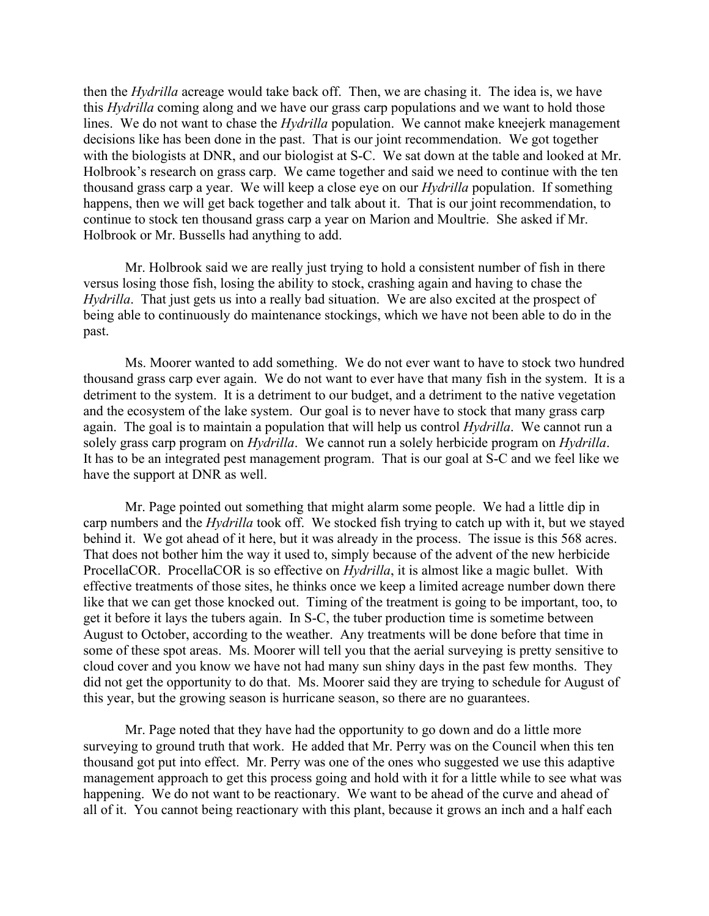then the *Hydrilla* acreage would take back off. Then, we are chasing it. The idea is, we have this *Hydrilla* coming along and we have our grass carp populations and we want to hold those lines. We do not want to chase the *Hydrilla* population. We cannot make kneejerk management decisions like has been done in the past. That is our joint recommendation. We got together with the biologists at DNR, and our biologist at S-C. We sat down at the table and looked at Mr. Holbrook's research on grass carp. We came together and said we need to continue with the ten thousand grass carp a year. We will keep a close eye on our *Hydrilla* population. If something happens, then we will get back together and talk about it. That is our joint recommendation, to continue to stock ten thousand grass carp a year on Marion and Moultrie. She asked if Mr. Holbrook or Mr. Bussells had anything to add.

Mr. Holbrook said we are really just trying to hold a consistent number of fish in there versus losing those fish, losing the ability to stock, crashing again and having to chase the *Hydrilla*. That just gets us into a really bad situation. We are also excited at the prospect of being able to continuously do maintenance stockings, which we have not been able to do in the past.

Ms. Moorer wanted to add something. We do not ever want to have to stock two hundred thousand grass carp ever again. We do not want to ever have that many fish in the system. It is a detriment to the system. It is a detriment to our budget, and a detriment to the native vegetation and the ecosystem of the lake system. Our goal is to never have to stock that many grass carp again. The goal is to maintain a population that will help us control *Hydrilla*. We cannot run a solely grass carp program on *Hydrilla*. We cannot run a solely herbicide program on *Hydrilla*. It has to be an integrated pest management program. That is our goal at S-C and we feel like we have the support at DNR as well.

Mr. Page pointed out something that might alarm some people. We had a little dip in carp numbers and the *Hydrilla* took off. We stocked fish trying to catch up with it, but we stayed behind it. We got ahead of it here, but it was already in the process. The issue is this 568 acres. That does not bother him the way it used to, simply because of the advent of the new herbicide ProcellaCOR. ProcellaCOR is so effective on *Hydrilla*, it is almost like a magic bullet. With effective treatments of those sites, he thinks once we keep a limited acreage number down there like that we can get those knocked out. Timing of the treatment is going to be important, too, to get it before it lays the tubers again. In S-C, the tuber production time is sometime between August to October, according to the weather. Any treatments will be done before that time in some of these spot areas. Ms. Moorer will tell you that the aerial surveying is pretty sensitive to cloud cover and you know we have not had many sun shiny days in the past few months. They did not get the opportunity to do that. Ms. Moorer said they are trying to schedule for August of this year, but the growing season is hurricane season, so there are no guarantees.

Mr. Page noted that they have had the opportunity to go down and do a little more surveying to ground truth that work. He added that Mr. Perry was on the Council when this ten thousand got put into effect. Mr. Perry was one of the ones who suggested we use this adaptive management approach to get this process going and hold with it for a little while to see what was happening. We do not want to be reactionary. We want to be ahead of the curve and ahead of all of it. You cannot being reactionary with this plant, because it grows an inch and a half each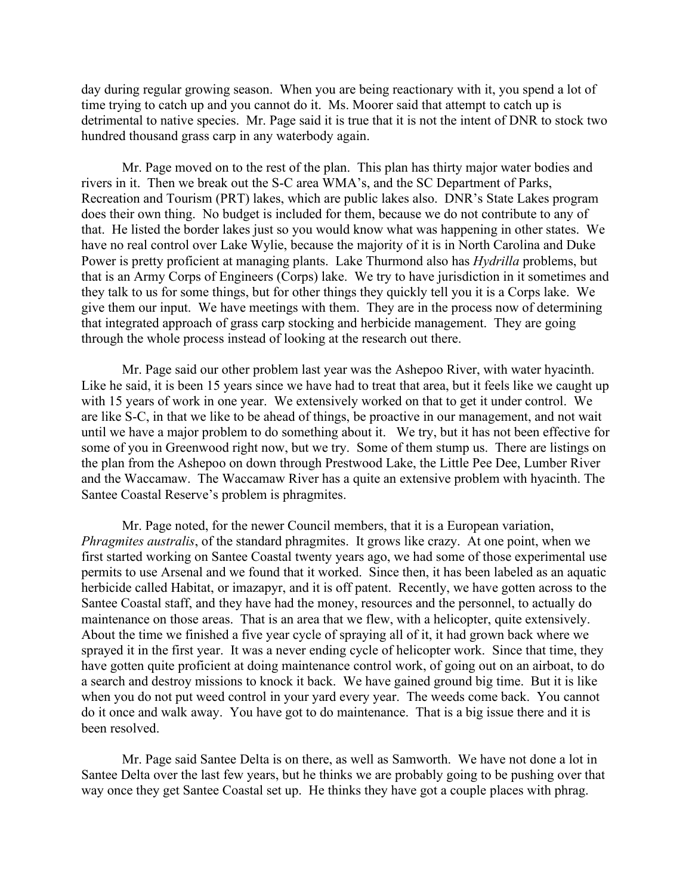day during regular growing season. When you are being reactionary with it, you spend a lot of time trying to catch up and you cannot do it. Ms. Moorer said that attempt to catch up is detrimental to native species. Mr. Page said it is true that it is not the intent of DNR to stock two hundred thousand grass carp in any waterbody again.

Mr. Page moved on to the rest of the plan. This plan has thirty major water bodies and rivers in it. Then we break out the S-C area WMA's, and the SC Department of Parks, Recreation and Tourism (PRT) lakes, which are public lakes also. DNR's State Lakes program does their own thing. No budget is included for them, because we do not contribute to any of that. He listed the border lakes just so you would know what was happening in other states. We have no real control over Lake Wylie, because the majority of it is in North Carolina and Duke Power is pretty proficient at managing plants. Lake Thurmond also has *Hydrilla* problems, but that is an Army Corps of Engineers (Corps) lake. We try to have jurisdiction in it sometimes and they talk to us for some things, but for other things they quickly tell you it is a Corps lake. We give them our input. We have meetings with them. They are in the process now of determining that integrated approach of grass carp stocking and herbicide management. They are going through the whole process instead of looking at the research out there.

Mr. Page said our other problem last year was the Ashepoo River, with water hyacinth. Like he said, it is been 15 years since we have had to treat that area, but it feels like we caught up with 15 years of work in one year. We extensively worked on that to get it under control. We are like S-C, in that we like to be ahead of things, be proactive in our management, and not wait until we have a major problem to do something about it. We try, but it has not been effective for some of you in Greenwood right now, but we try. Some of them stump us. There are listings on the plan from the Ashepoo on down through Prestwood Lake, the Little Pee Dee, Lumber River and the Waccamaw. The Waccamaw River has a quite an extensive problem with hyacinth. The Santee Coastal Reserve's problem is phragmites.

Mr. Page noted, for the newer Council members, that it is a European variation, *Phragmites australis*, of the standard phragmites. It grows like crazy. At one point, when we first started working on Santee Coastal twenty years ago, we had some of those experimental use permits to use Arsenal and we found that it worked. Since then, it has been labeled as an aquatic herbicide called Habitat, or imazapyr, and it is off patent. Recently, we have gotten across to the Santee Coastal staff, and they have had the money, resources and the personnel, to actually do maintenance on those areas. That is an area that we flew, with a helicopter, quite extensively. About the time we finished a five year cycle of spraying all of it, it had grown back where we sprayed it in the first year. It was a never ending cycle of helicopter work. Since that time, they have gotten quite proficient at doing maintenance control work, of going out on an airboat, to do a search and destroy missions to knock it back. We have gained ground big time. But it is like when you do not put weed control in your yard every year. The weeds come back. You cannot do it once and walk away. You have got to do maintenance. That is a big issue there and it is been resolved.

Mr. Page said Santee Delta is on there, as well as Samworth. We have not done a lot in Santee Delta over the last few years, but he thinks we are probably going to be pushing over that way once they get Santee Coastal set up. He thinks they have got a couple places with phrag.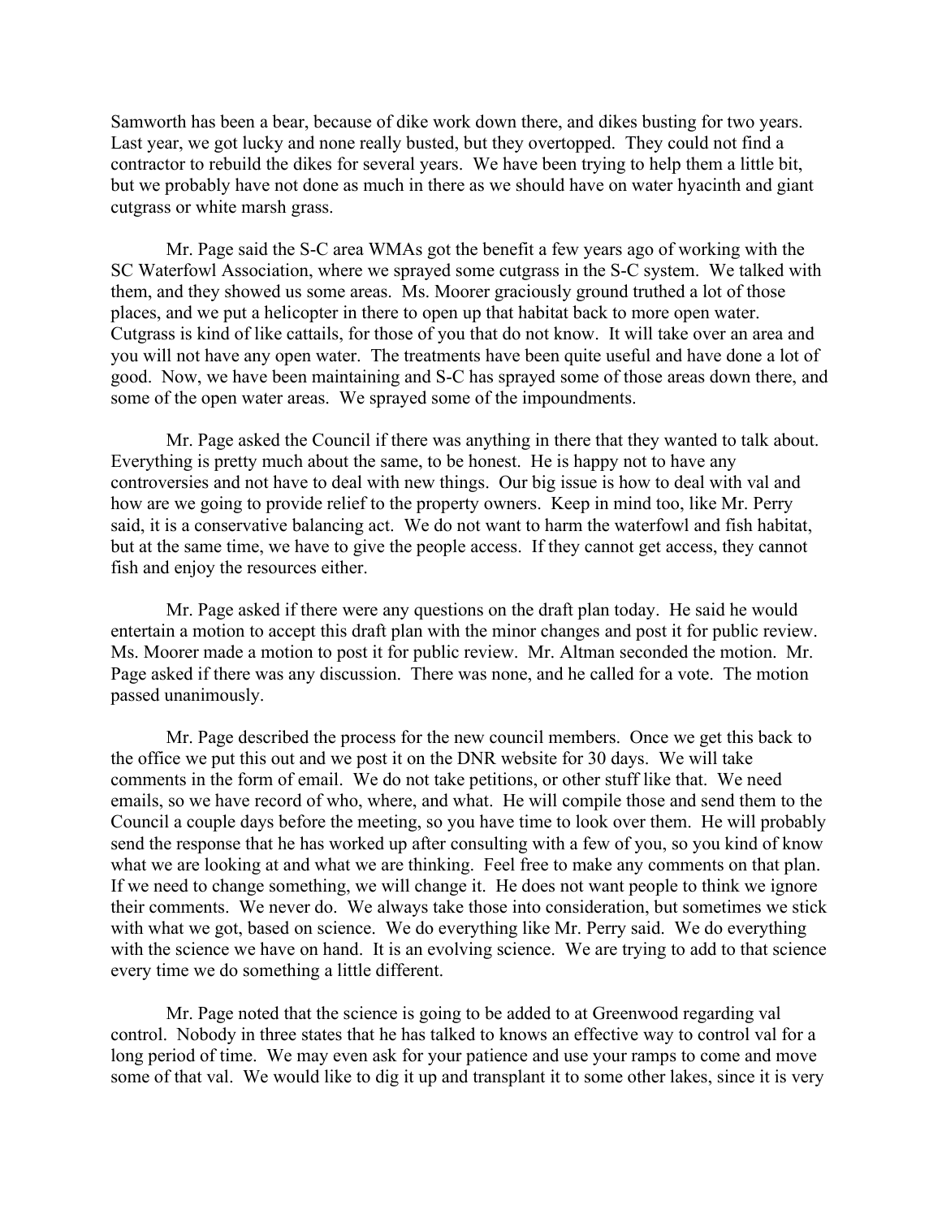Samworth has been a bear, because of dike work down there, and dikes busting for two years. Last year, we got lucky and none really busted, but they overtopped. They could not find a contractor to rebuild the dikes for several years. We have been trying to help them a little bit, but we probably have not done as much in there as we should have on water hyacinth and giant cutgrass or white marsh grass.

Mr. Page said the S-C area WMAs got the benefit a few years ago of working with the SC Waterfowl Association, where we sprayed some cutgrass in the S-C system. We talked with them, and they showed us some areas. Ms. Moorer graciously ground truthed a lot of those places, and we put a helicopter in there to open up that habitat back to more open water. Cutgrass is kind of like cattails, for those of you that do not know. It will take over an area and you will not have any open water. The treatments have been quite useful and have done a lot of good. Now, we have been maintaining and S-C has sprayed some of those areas down there, and some of the open water areas. We sprayed some of the impoundments.

Mr. Page asked the Council if there was anything in there that they wanted to talk about. Everything is pretty much about the same, to be honest. He is happy not to have any controversies and not have to deal with new things. Our big issue is how to deal with val and how are we going to provide relief to the property owners. Keep in mind too, like Mr. Perry said, it is a conservative balancing act. We do not want to harm the waterfowl and fish habitat, but at the same time, we have to give the people access. If they cannot get access, they cannot fish and enjoy the resources either.

Mr. Page asked if there were any questions on the draft plan today. He said he would entertain a motion to accept this draft plan with the minor changes and post it for public review. Ms. Moorer made a motion to post it for public review. Mr. Altman seconded the motion. Mr. Page asked if there was any discussion. There was none, and he called for a vote. The motion passed unanimously.

Mr. Page described the process for the new council members. Once we get this back to the office we put this out and we post it on the DNR website for 30 days. We will take comments in the form of email. We do not take petitions, or other stuff like that. We need emails, so we have record of who, where, and what. He will compile those and send them to the Council a couple days before the meeting, so you have time to look over them. He will probably send the response that he has worked up after consulting with a few of you, so you kind of know what we are looking at and what we are thinking. Feel free to make any comments on that plan. If we need to change something, we will change it. He does not want people to think we ignore their comments. We never do. We always take those into consideration, but sometimes we stick with what we got, based on science. We do everything like Mr. Perry said. We do everything with the science we have on hand. It is an evolving science. We are trying to add to that science every time we do something a little different.

Mr. Page noted that the science is going to be added to at Greenwood regarding val control. Nobody in three states that he has talked to knows an effective way to control val for a long period of time. We may even ask for your patience and use your ramps to come and move some of that val. We would like to dig it up and transplant it to some other lakes, since it is very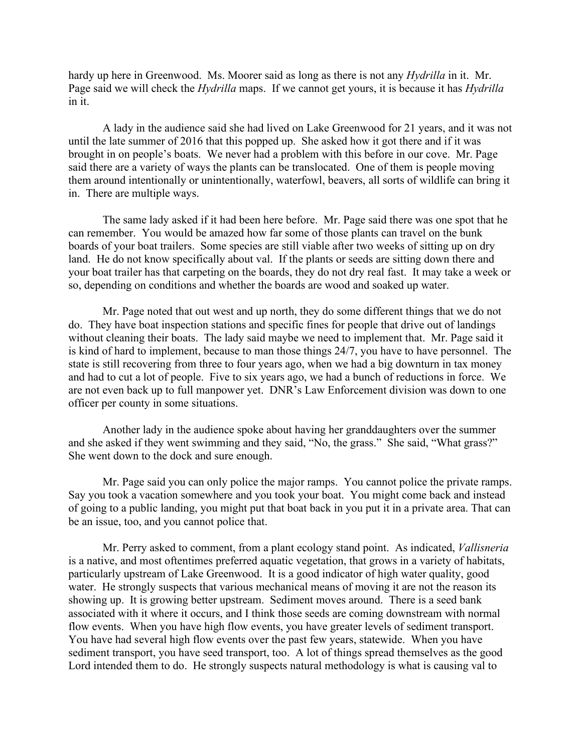hardy up here in Greenwood. Ms. Moorer said as long as there is not any *Hydrilla* in it. Mr. Page said we will check the *Hydrilla* maps. If we cannot get yours, it is because it has *Hydrilla* in it.

A lady in the audience said she had lived on Lake Greenwood for 21 years, and it was not until the late summer of 2016 that this popped up. She asked how it got there and if it was brought in on people's boats. We never had a problem with this before in our cove. Mr. Page said there are a variety of ways the plants can be translocated. One of them is people moving them around intentionally or unintentionally, waterfowl, beavers, all sorts of wildlife can bring it in. There are multiple ways.

The same lady asked if it had been here before. Mr. Page said there was one spot that he can remember. You would be amazed how far some of those plants can travel on the bunk boards of your boat trailers. Some species are still viable after two weeks of sitting up on dry land. He do not know specifically about val. If the plants or seeds are sitting down there and your boat trailer has that carpeting on the boards, they do not dry real fast. It may take a week or so, depending on conditions and whether the boards are wood and soaked up water.

Mr. Page noted that out west and up north, they do some different things that we do not do. They have boat inspection stations and specific fines for people that drive out of landings without cleaning their boats. The lady said maybe we need to implement that. Mr. Page said it is kind of hard to implement, because to man those things 24/7, you have to have personnel. The state is still recovering from three to four years ago, when we had a big downturn in tax money and had to cut a lot of people. Five to six years ago, we had a bunch of reductions in force. We are not even back up to full manpower yet. DNR's Law Enforcement division was down to one officer per county in some situations.

Another lady in the audience spoke about having her granddaughters over the summer and she asked if they went swimming and they said, "No, the grass." She said, "What grass?" She went down to the dock and sure enough.

Mr. Page said you can only police the major ramps. You cannot police the private ramps. Say you took a vacation somewhere and you took your boat. You might come back and instead of going to a public landing, you might put that boat back in you put it in a private area. That can be an issue, too, and you cannot police that.

Mr. Perry asked to comment, from a plant ecology stand point. As indicated, *Vallisneria* is a native, and most oftentimes preferred aquatic vegetation, that grows in a variety of habitats, particularly upstream of Lake Greenwood. It is a good indicator of high water quality, good water. He strongly suspects that various mechanical means of moving it are not the reason its showing up. It is growing better upstream. Sediment moves around. There is a seed bank associated with it where it occurs, and I think those seeds are coming downstream with normal flow events. When you have high flow events, you have greater levels of sediment transport. You have had several high flow events over the past few years, statewide. When you have sediment transport, you have seed transport, too. A lot of things spread themselves as the good Lord intended them to do. He strongly suspects natural methodology is what is causing val to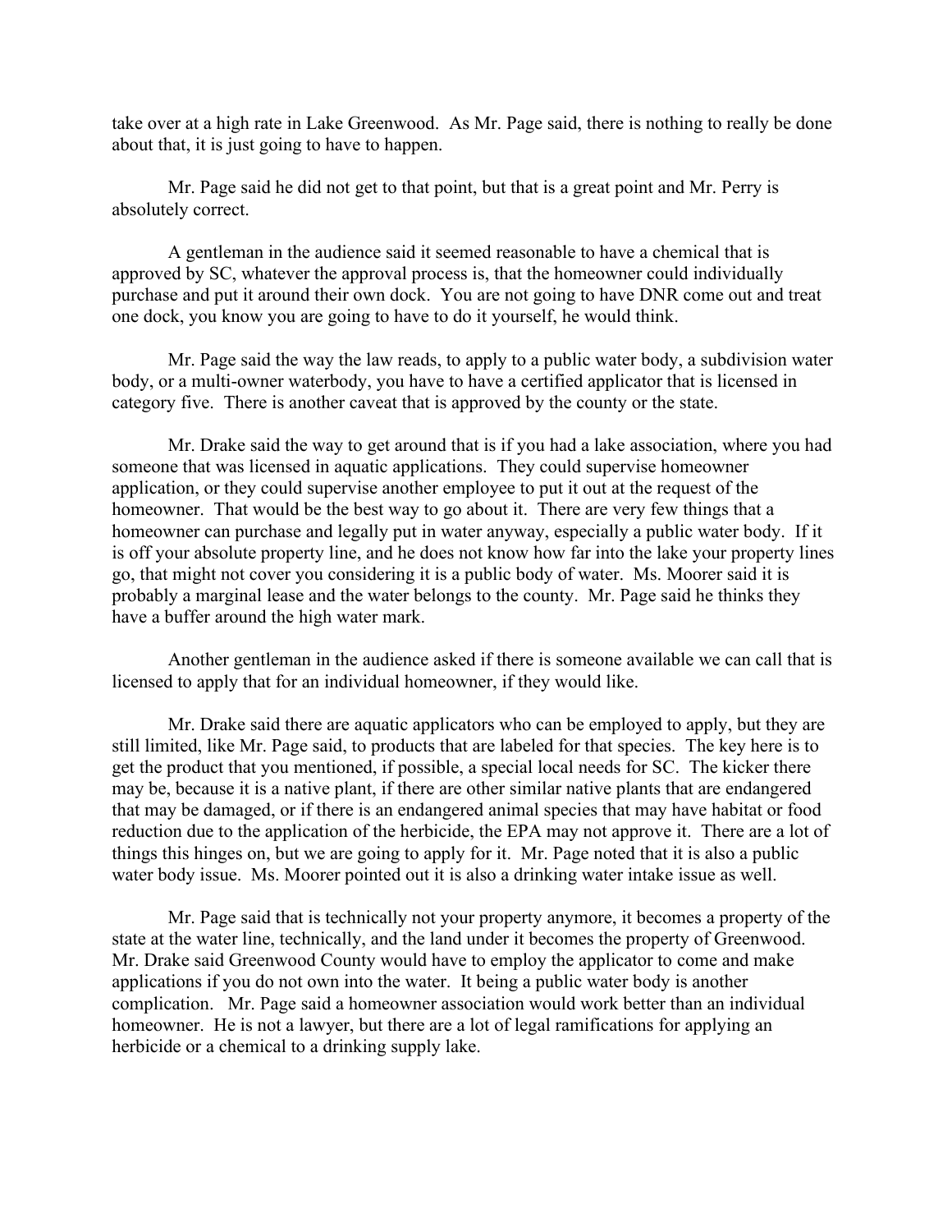take over at a high rate in Lake Greenwood. As Mr. Page said, there is nothing to really be done about that, it is just going to have to happen.

Mr. Page said he did not get to that point, but that is a great point and Mr. Perry is absolutely correct.

A gentleman in the audience said it seemed reasonable to have a chemical that is approved by SC, whatever the approval process is, that the homeowner could individually purchase and put it around their own dock. You are not going to have DNR come out and treat one dock, you know you are going to have to do it yourself, he would think.

Mr. Page said the way the law reads, to apply to a public water body, a subdivision water body, or a multi-owner waterbody, you have to have a certified applicator that is licensed in category five. There is another caveat that is approved by the county or the state.

Mr. Drake said the way to get around that is if you had a lake association, where you had someone that was licensed in aquatic applications. They could supervise homeowner application, or they could supervise another employee to put it out at the request of the homeowner. That would be the best way to go about it. There are very few things that a homeowner can purchase and legally put in water anyway, especially a public water body. If it is off your absolute property line, and he does not know how far into the lake your property lines go, that might not cover you considering it is a public body of water. Ms. Moorer said it is probably a marginal lease and the water belongs to the county. Mr. Page said he thinks they have a buffer around the high water mark.

Another gentleman in the audience asked if there is someone available we can call that is licensed to apply that for an individual homeowner, if they would like.

Mr. Drake said there are aquatic applicators who can be employed to apply, but they are still limited, like Mr. Page said, to products that are labeled for that species. The key here is to get the product that you mentioned, if possible, a special local needs for SC. The kicker there may be, because it is a native plant, if there are other similar native plants that are endangered that may be damaged, or if there is an endangered animal species that may have habitat or food reduction due to the application of the herbicide, the EPA may not approve it. There are a lot of things this hinges on, but we are going to apply for it. Mr. Page noted that it is also a public water body issue. Ms. Moorer pointed out it is also a drinking water intake issue as well.

Mr. Page said that is technically not your property anymore, it becomes a property of the state at the water line, technically, and the land under it becomes the property of Greenwood. Mr. Drake said Greenwood County would have to employ the applicator to come and make applications if you do not own into the water. It being a public water body is another complication. Mr. Page said a homeowner association would work better than an individual homeowner. He is not a lawyer, but there are a lot of legal ramifications for applying an herbicide or a chemical to a drinking supply lake.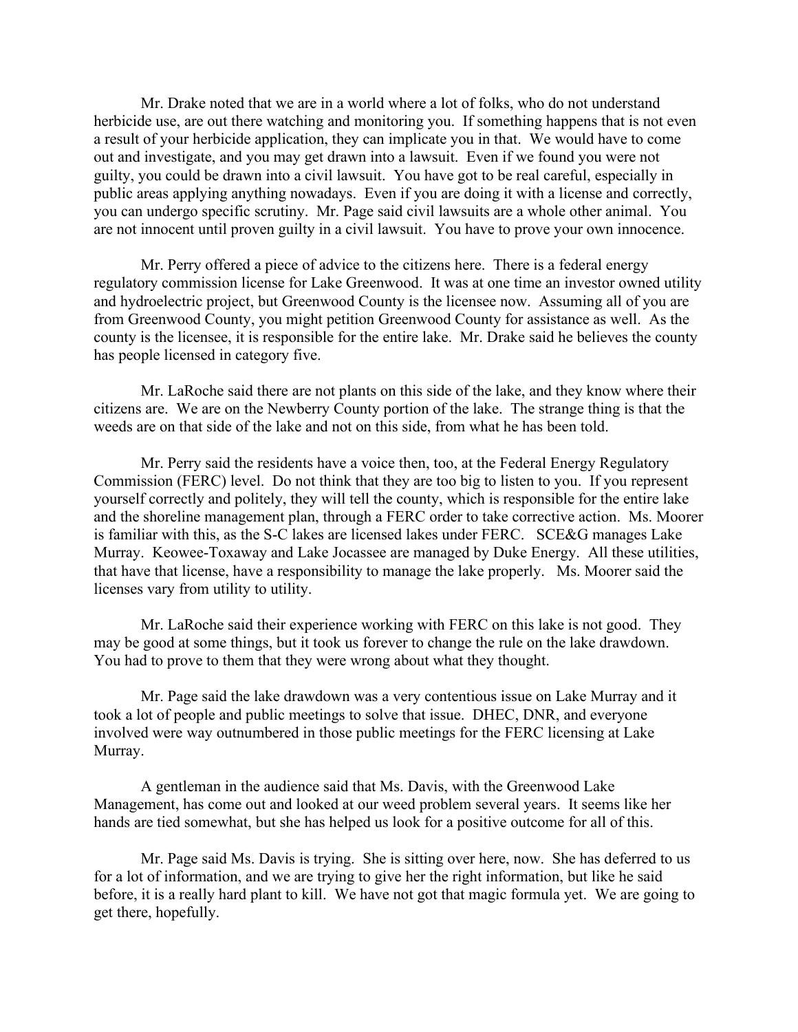Mr. Drake noted that we are in a world where a lot of folks, who do not understand herbicide use, are out there watching and monitoring you. If something happens that is not even a result of your herbicide application, they can implicate you in that. We would have to come out and investigate, and you may get drawn into a lawsuit. Even if we found you were not guilty, you could be drawn into a civil lawsuit. You have got to be real careful, especially in public areas applying anything nowadays. Even if you are doing it with a license and correctly, you can undergo specific scrutiny. Mr. Page said civil lawsuits are a whole other animal. You are not innocent until proven guilty in a civil lawsuit. You have to prove your own innocence.

Mr. Perry offered a piece of advice to the citizens here. There is a federal energy regulatory commission license for Lake Greenwood. It was at one time an investor owned utility and hydroelectric project, but Greenwood County is the licensee now. Assuming all of you are from Greenwood County, you might petition Greenwood County for assistance as well. As the county is the licensee, it is responsible for the entire lake. Mr. Drake said he believes the county has people licensed in category five.

Mr. LaRoche said there are not plants on this side of the lake, and they know where their citizens are. We are on the Newberry County portion of the lake. The strange thing is that the weeds are on that side of the lake and not on this side, from what he has been told.

Mr. Perry said the residents have a voice then, too, at the Federal Energy Regulatory Commission (FERC) level. Do not think that they are too big to listen to you. If you represent yourself correctly and politely, they will tell the county, which is responsible for the entire lake and the shoreline management plan, through a FERC order to take corrective action. Ms. Moorer is familiar with this, as the S-C lakes are licensed lakes under FERC. SCE&G manages Lake Murray. Keowee-Toxaway and Lake Jocassee are managed by Duke Energy. All these utilities, that have that license, have a responsibility to manage the lake properly. Ms. Moorer said the licenses vary from utility to utility.

Mr. LaRoche said their experience working with FERC on this lake is not good. They may be good at some things, but it took us forever to change the rule on the lake drawdown. You had to prove to them that they were wrong about what they thought.

Mr. Page said the lake drawdown was a very contentious issue on Lake Murray and it took a lot of people and public meetings to solve that issue. DHEC, DNR, and everyone involved were way outnumbered in those public meetings for the FERC licensing at Lake Murray.

A gentleman in the audience said that Ms. Davis, with the Greenwood Lake Management, has come out and looked at our weed problem several years. It seems like her hands are tied somewhat, but she has helped us look for a positive outcome for all of this.

Mr. Page said Ms. Davis is trying. She is sitting over here, now. She has deferred to us for a lot of information, and we are trying to give her the right information, but like he said before, it is a really hard plant to kill. We have not got that magic formula yet. We are going to get there, hopefully.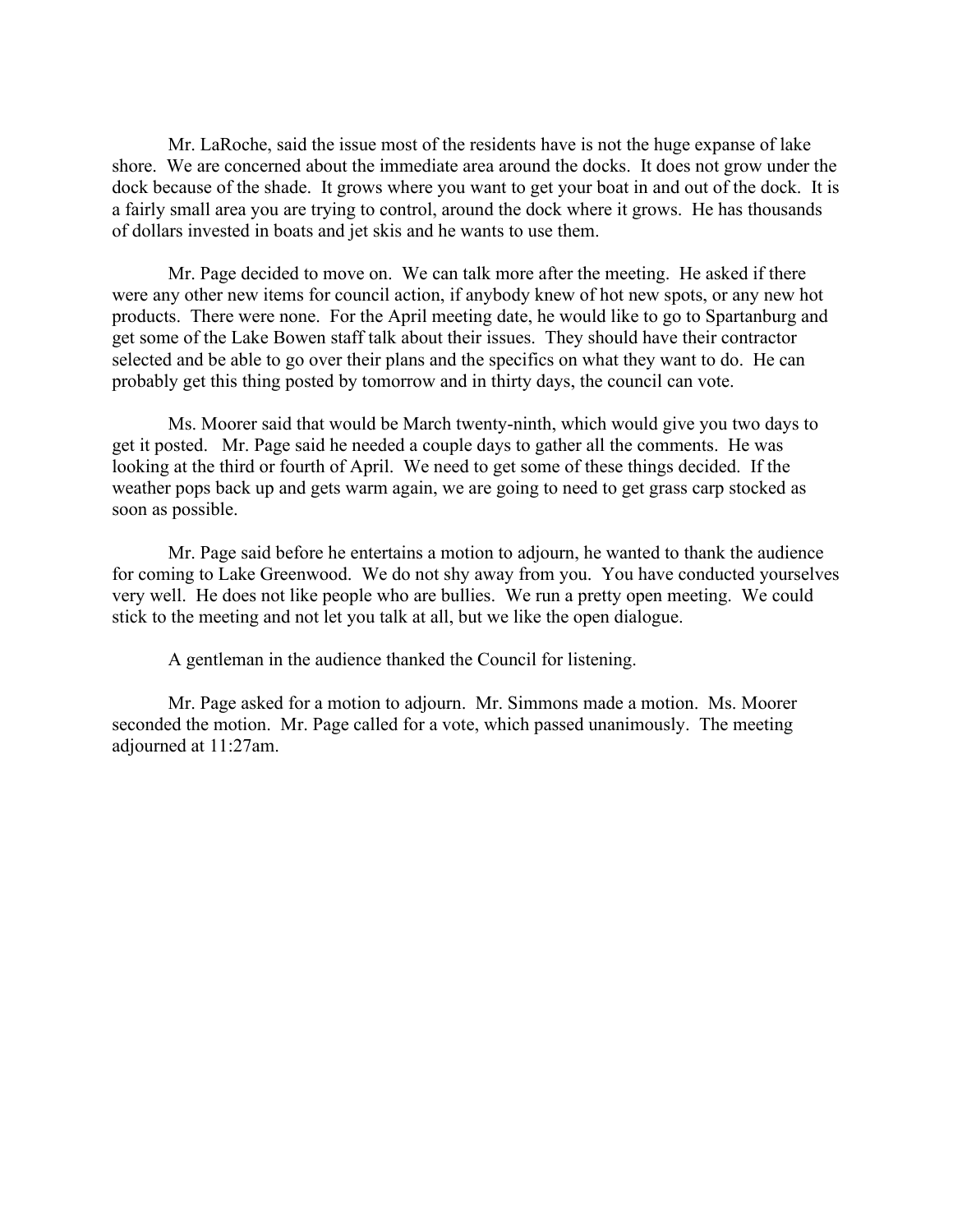Mr. LaRoche, said the issue most of the residents have is not the huge expanse of lake shore. We are concerned about the immediate area around the docks. It does not grow under the dock because of the shade. It grows where you want to get your boat in and out of the dock. It is a fairly small area you are trying to control, around the dock where it grows. He has thousands of dollars invested in boats and jet skis and he wants to use them.

Mr. Page decided to move on. We can talk more after the meeting. He asked if there were any other new items for council action, if anybody knew of hot new spots, or any new hot products. There were none. For the April meeting date, he would like to go to Spartanburg and get some of the Lake Bowen staff talk about their issues. They should have their contractor selected and be able to go over their plans and the specifics on what they want to do. He can probably get this thing posted by tomorrow and in thirty days, the council can vote.

Ms. Moorer said that would be March twenty-ninth, which would give you two days to get it posted. Mr. Page said he needed a couple days to gather all the comments. He was looking at the third or fourth of April. We need to get some of these things decided. If the weather pops back up and gets warm again, we are going to need to get grass carp stocked as soon as possible.

Mr. Page said before he entertains a motion to adjourn, he wanted to thank the audience for coming to Lake Greenwood. We do not shy away from you. You have conducted yourselves very well. He does not like people who are bullies. We run a pretty open meeting. We could stick to the meeting and not let you talk at all, but we like the open dialogue.

A gentleman in the audience thanked the Council for listening.

Mr. Page asked for a motion to adjourn. Mr. Simmons made a motion. Ms. Moorer seconded the motion. Mr. Page called for a vote, which passed unanimously. The meeting adjourned at 11:27am.